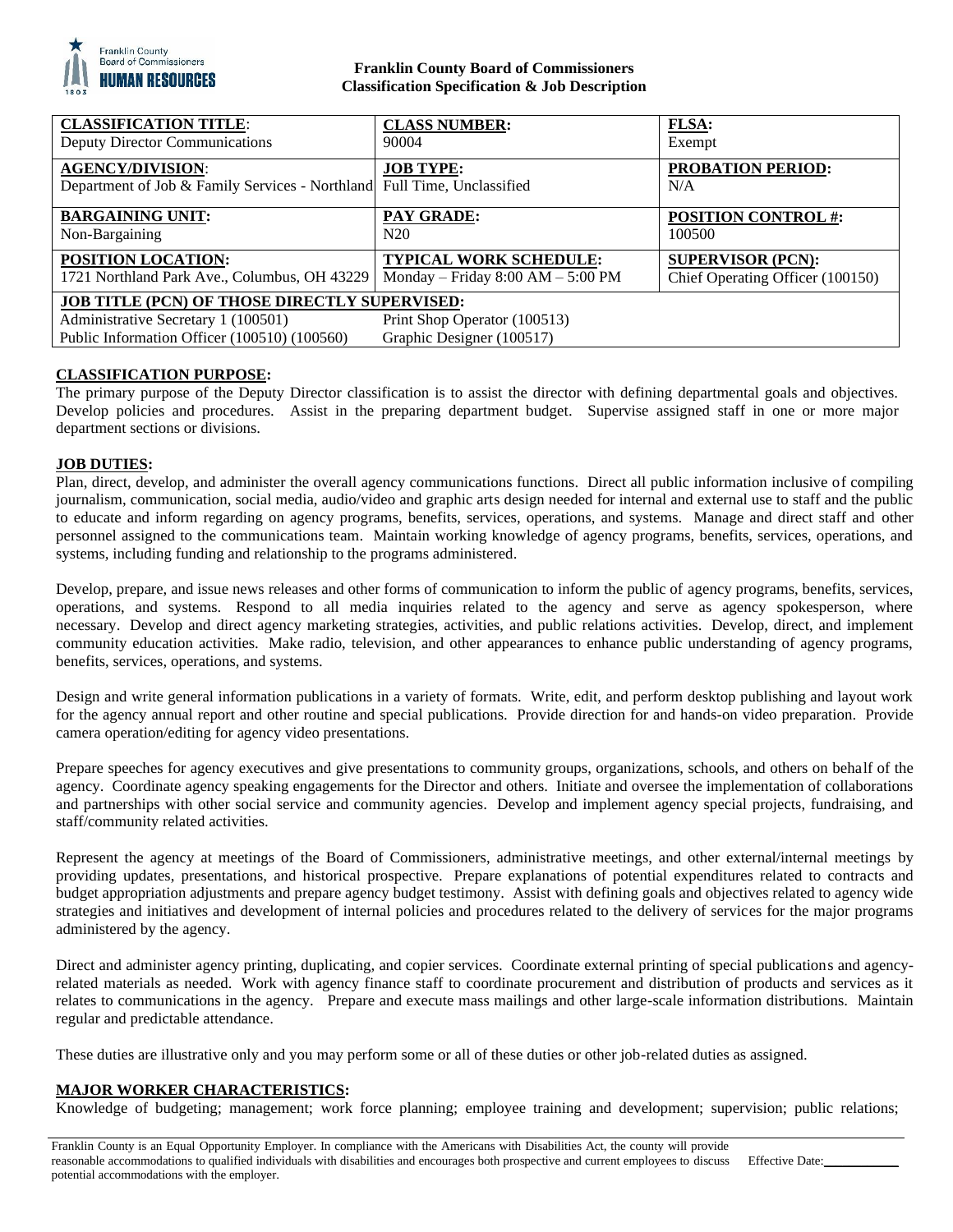**Franklin County Board of Commissioners**
**Classification Specification & Job Description**

| **CLASSIFICATION TITLE**: | **CLASS NUMBER:** | **FLSA:** |
|---|---|---|
| Deputy Director Communications | 90004 | Exempt |
| **AGENCY/DIVISION**: | **JOB TYPE:** | **PROBATION PERIOD:** |
| Department of Job & Family Services - Northland | Full Time, Unclassified | N/A |
| **BARGAINING UNIT:** | **PAY GRADE:** | **POSITION CONTROL #:** |
| Non-Bargaining | N20 | 100500 |
| **POSITION LOCATION:** | **TYPICAL WORK SCHEDULE:** | **SUPERVISOR (PCN):** |
| 1721 Northland Park Ave., Columbus, OH 43229 | Monday – Friday 8:00 AM – 5:00 PM | Chief Operating Officer (100150) |
| **JOB TITLE (PCN) OF THOSE DIRECTLY SUPERVISED:** | | |
| Administrative Secretary 1 (100501) | Print Shop Operator (100513) | |
| Public Information Officer (100510) (100560) | Graphic Designer (100517) | |

## CLASSIFICATION PURPOSE:

The primary purpose of the Deputy Director classification is to assist the director with defining departmental goals and objectives. Develop policies and procedures. Assist in the preparing department budget. Supervise assigned staff in one or more major department sections or divisions.

## JOB DUTIES:

Plan, direct, develop, and administer the overall agency communications functions. Direct all public information inclusive of compiling journalism, communication, social media, audio/video and graphic arts design needed for internal and external use to staff and the public to educate and inform regarding on agency programs, benefits, services, operations, and systems. Manage and direct staff and other personnel assigned to the communications team. Maintain working knowledge of agency programs, benefits, services, operations, and systems, including funding and relationship to the programs administered.

Develop, prepare, and issue news releases and other forms of communication to inform the public of agency programs, benefits, services, operations, and systems. Respond to all media inquiries related to the agency and serve as agency spokesperson, where necessary. Develop and direct agency marketing strategies, activities, and public relations activities. Develop, direct, and implement community education activities. Make radio, television, and other appearances to enhance public understanding of agency programs, benefits, services, operations, and systems.

Design and write general information publications in a variety of formats. Write, edit, and perform desktop publishing and layout work for the agency annual report and other routine and special publications. Provide direction for and hands-on video preparation. Provide camera operation/editing for agency video presentations.

Prepare speeches for agency executives and give presentations to community groups, organizations, schools, and others on behalf of the agency. Coordinate agency speaking engagements for the Director and others. Initiate and oversee the implementation of collaborations and partnerships with other social service and community agencies. Develop and implement agency special projects, fundraising, and staff/community related activities.

Represent the agency at meetings of the Board of Commissioners, administrative meetings, and other external/internal meetings by providing updates, presentations, and historical prospective. Prepare explanations of potential expenditures related to contracts and budget appropriation adjustments and prepare agency budget testimony. Assist with defining goals and objectives related to agency wide strategies and initiatives and development of internal policies and procedures related to the delivery of services for the major programs administered by the agency.

Direct and administer agency printing, duplicating, and copier services. Coordinate external printing of special publications and agency-related materials as needed. Work with agency finance staff to coordinate procurement and distribution of products and services as it relates to communications in the agency. Prepare and execute mass mailings and other large-scale information distributions. Maintain regular and predictable attendance.

These duties are illustrative only and you may perform some or all of these duties or other job-related duties as assigned.

## MAJOR WORKER CHARACTERISTICS:

Knowledge of budgeting; management; work force planning; employee training and development; supervision; public relations;

Franklin County is an Equal Opportunity Employer. In compliance with the Americans with Disabilities Act, the county will provide reasonable accommodations to qualified individuals with disabilities and encourages both prospective and current employees to discuss potential accommodations with the employer. Effective Date:\_\_\_\_\_\_\_\_\_\_\_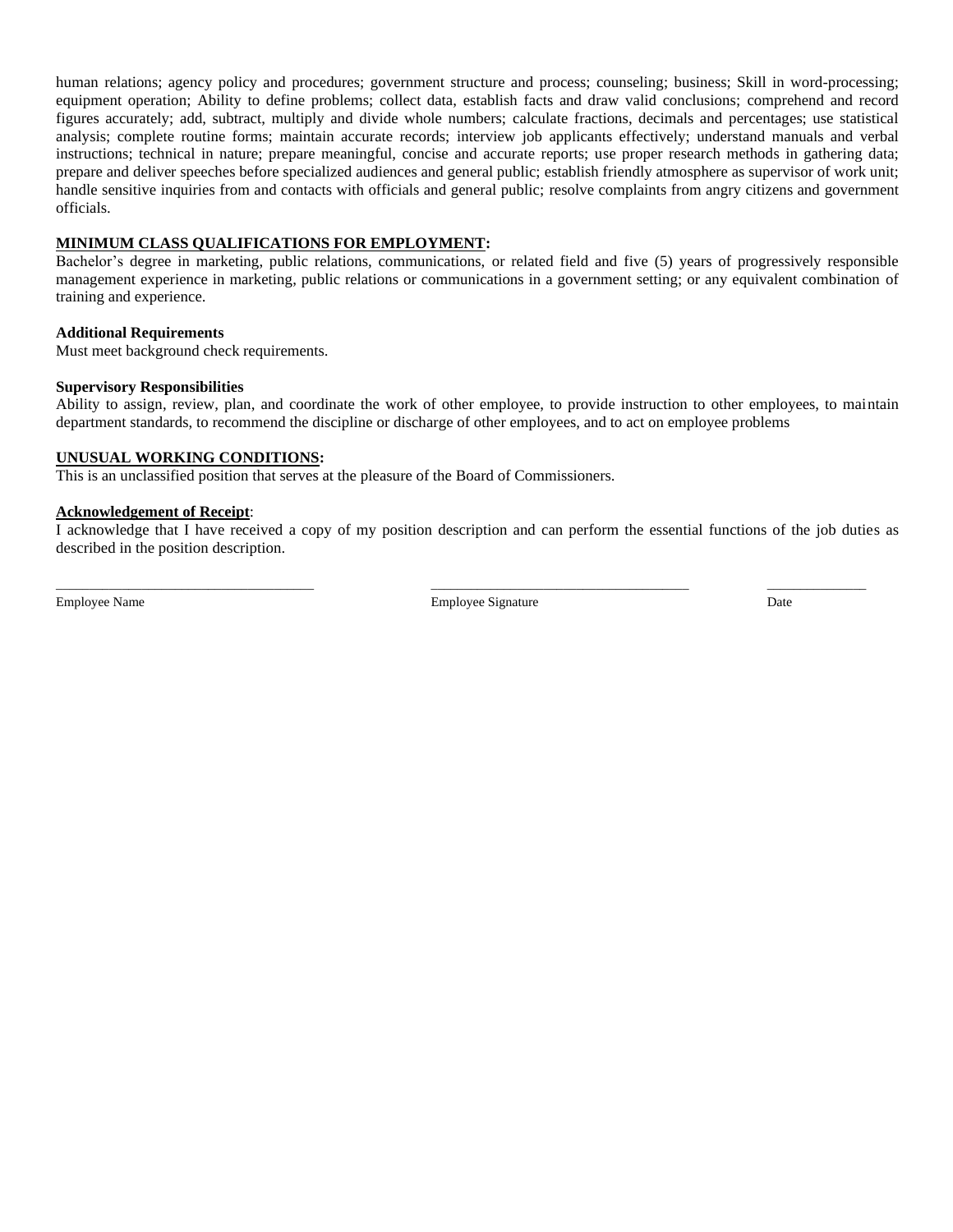human relations; agency policy and procedures; government structure and process; counseling; business; Skill in word-processing; equipment operation; Ability to define problems; collect data, establish facts and draw valid conclusions; comprehend and record figures accurately; add, subtract, multiply and divide whole numbers; calculate fractions, decimals and percentages; use statistical analysis; complete routine forms; maintain accurate records; interview job applicants effectively; understand manuals and verbal instructions; technical in nature; prepare meaningful, concise and accurate reports; use proper research methods in gathering data; prepare and deliver speeches before specialized audiences and general public; establish friendly atmosphere as supervisor of work unit; handle sensitive inquiries from and contacts with officials and general public; resolve complaints from angry citizens and government officials.

**MINIMUM CLASS QUALIFICATIONS FOR EMPLOYMENT:**

Bachelor's degree in marketing, public relations, communications, or related field and five (5) years of progressively responsible management experience in marketing, public relations or communications in a government setting; or any equivalent combination of training and experience.

**Additional Requirements**

Must meet background check requirements.

**Supervisory Responsibilities**

Ability to assign, review, plan, and coordinate the work of other employee, to provide instruction to other employees, to maintain department standards, to recommend the discipline or discharge of other employees, and to act on employee problems

**UNUSUAL WORKING CONDITIONS:**

This is an unclassified position that serves at the pleasure of the Board of Commissioners.

**Acknowledgement of Receipt**:

I acknowledge that I have received a copy of my position description and can perform the essential functions of the job duties as described in the position description.

\_\_\_\_\_\_\_\_\_\_\_\_\_\_\_\_\_\_\_\_\_\_\_\_\_\_\_\_\_\_ \_\_\_\_\_\_\_\_\_\_\_\_\_\_\_\_\_\_\_\_\_\_\_\_\_\_\_\_\_\_ \_\_\_\_\_\_\_\_\_\_\_\_

Employee Name Employee Signature Date